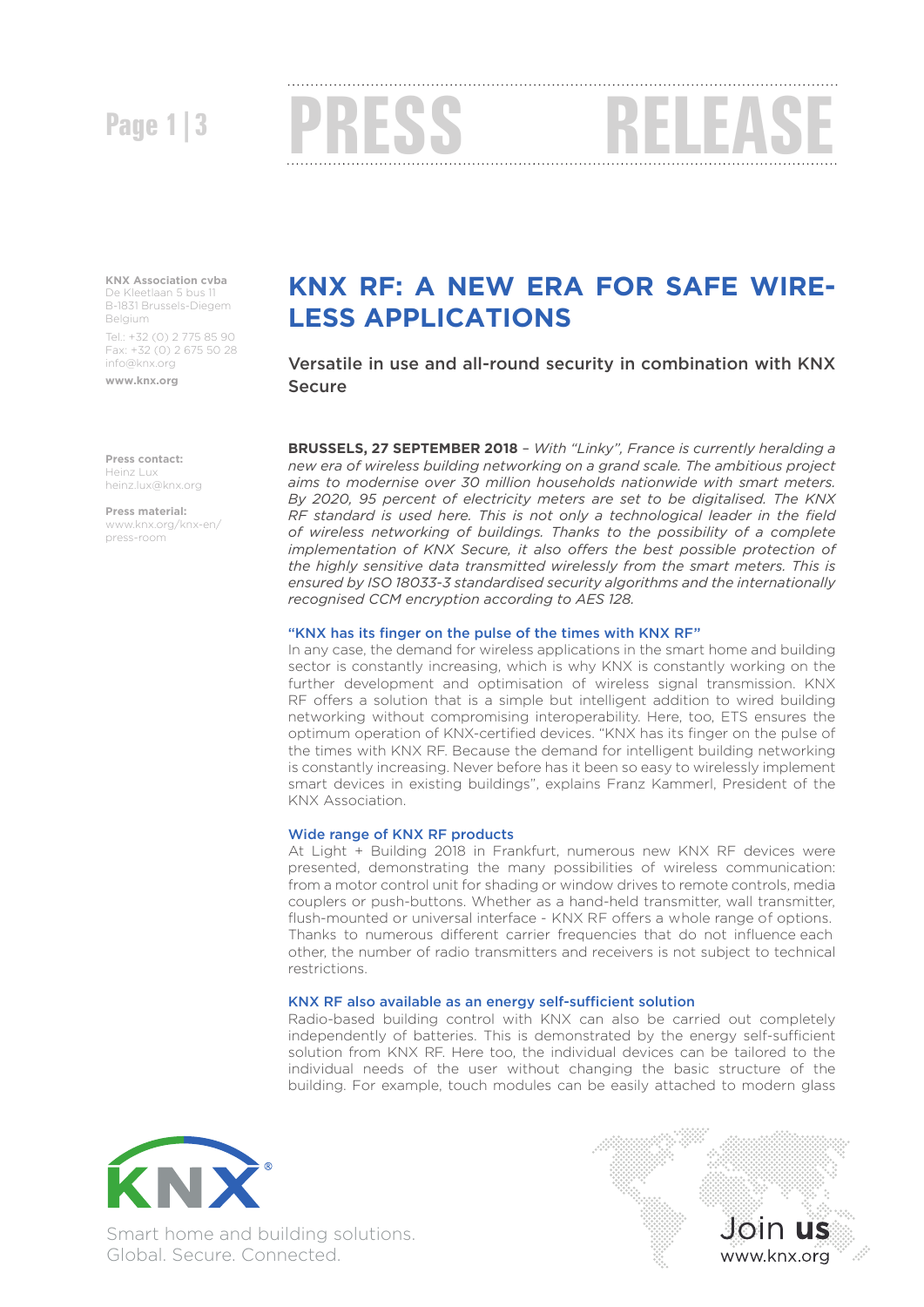# PRESS RELEASE

**KNX Association cvba**
De Kleetlaan 5 bus 11
B-1831 Brussels-Diegem
Belgium

Tel.: +32 (0) 2 775 85 90
Fax: +32 (0) 2 675 50 28
info@knx.org

**www.knx.org**

**Press contact:**
Heinz Lux
heinz.lux@knx.org

**Press material:**
www.knx.org/knx-en/press-room

## KNX RF: A NEW ERA FOR SAFE WIRELESS APPLICATIONS

### Versatile in use and all-round security in combination with KNX Secure

**BRUSSELS, 27 SEPTEMBER 2018** – *With "Linky", France is currently heralding a new era of wireless building networking on a grand scale. The ambitious project aims to modernise over 30 million households nationwide with smart meters. By 2020, 95 percent of electricity meters are set to be digitalised. The KNX RF standard is used here. This is not only a technological leader in the field of wireless networking of buildings. Thanks to the possibility of a complete implementation of KNX Secure, it also offers the best possible protection of the highly sensitive data transmitted wirelessly from the smart meters. This is ensured by ISO 18033-3 standardised security algorithms and the internationally recognised CCM encryption according to AES 128.*

#### "KNX has its finger on the pulse of the times with KNX RF"

In any case, the demand for wireless applications in the smart home and building sector is constantly increasing, which is why KNX is constantly working on the further development and optimisation of wireless signal transmission. KNX RF offers a solution that is a simple but intelligent addition to wired building networking without compromising interoperability. Here, too, ETS ensures the optimum operation of KNX-certified devices. "KNX has its finger on the pulse of the times with KNX RF. Because the demand for intelligent building networking is constantly increasing. Never before has it been so easy to wirelessly implement smart devices in existing buildings", explains Franz Kammerl, President of the KNX Association.

#### Wide range of KNX RF products

At Light + Building 2018 in Frankfurt, numerous new KNX RF devices were presented, demonstrating the many possibilities of wireless communication: from a motor control unit for shading or window drives to remote controls, media couplers or push-buttons. Whether as a hand-held transmitter, wall transmitter, flush-mounted or universal interface - KNX RF offers a whole range of options. Thanks to numerous different carrier frequencies that do not influence each other, the number of radio transmitters and receivers is not subject to technical restrictions.

#### KNX RF also available as an energy self-sufficient solution

Radio-based building control with KNX can also be carried out completely independently of batteries. This is demonstrated by the energy self-sufficient solution from KNX RF. Here too, the individual devices can be tailored to the individual needs of the user without changing the basic structure of the building. For example, touch modules can be easily attached to modern glass

Smart home and building solutions.
Global. Secure. Connected.

Join **us**
www.knx.org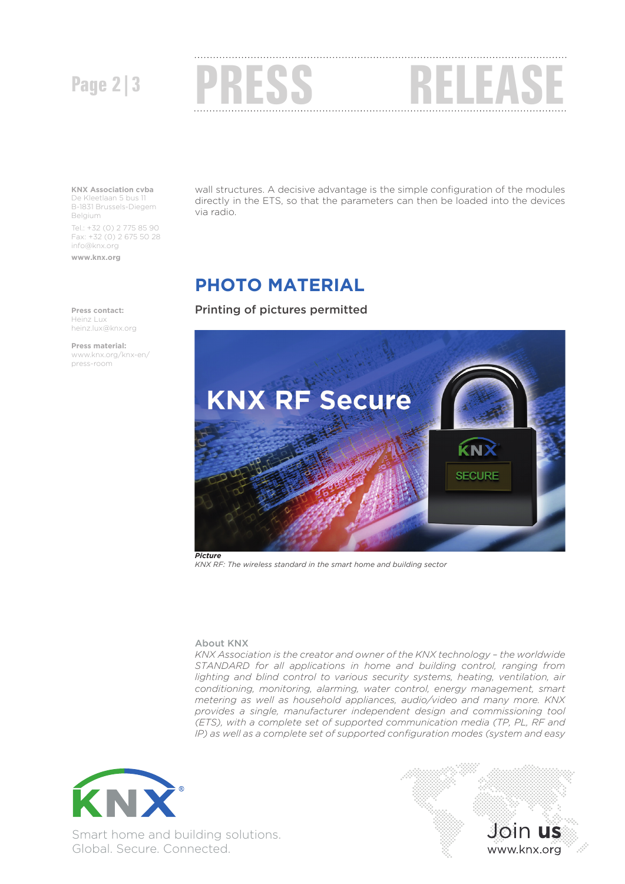**KNX Association cvba**
De Kleetlaan 5 bus 11
B-1831 Brussels-Diegem
Belgium

Tel.: +32 (0) 2 775 85 90
Fax: +32 (0) 2 675 50 28
info@knx.org

**www.knx.org**

**Press contact:**
Heinz Lux
heinz.lux@knx.org

**Press material:**
www.knx.org/knx-en/press-room

wall structures. A decisive advantage is the simple configuration of the modules directly in the ETS, so that the parameters can then be loaded into the devices via radio.

## PHOTO MATERIAL

**Printing of pictures permitted**

***Picture***
*KNX RF: The wireless standard in the smart home and building sector*

### About KNX

*KNX Association is the creator and owner of the KNX technology – the worldwide STANDARD for all applications in home and building control, ranging from lighting and blind control to various security systems, heating, ventilation, air conditioning, monitoring, alarming, water control, energy management, smart metering as well as household appliances, audio/video and many more. KNX provides a single, manufacturer independent design and commissioning tool (ETS), with a complete set of supported communication media (TP, PL, RF and IP) as well as a complete set of supported configuration modes (system and easy*

Smart home and building solutions.
Global. Secure. Connected.

Join **us**
www.knx.org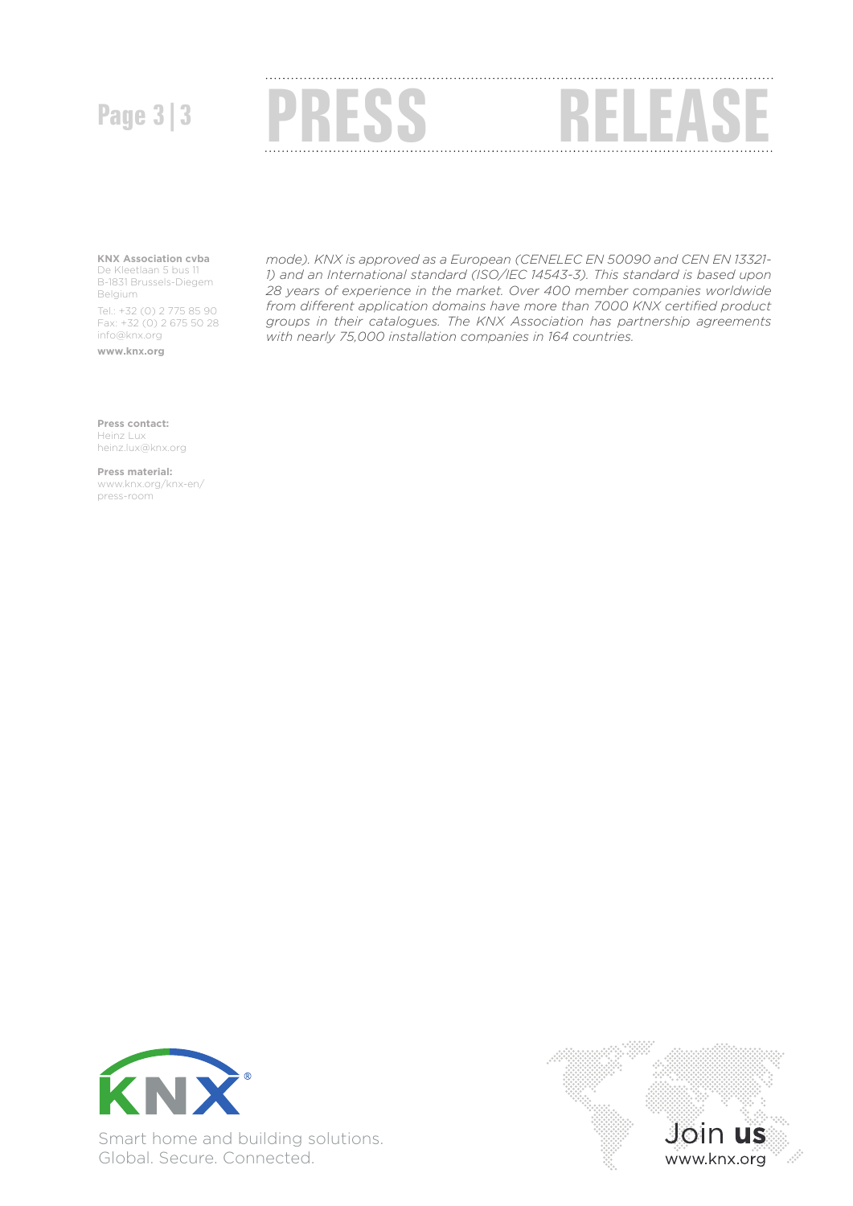**KNX Association cvba**
De Kleetlaan 5 bus 11
B-1831 Brussels-Diegem
Belgium

Tel.: +32 (0) 2 775 85 90
Fax: +32 (0) 2 675 50 28
info@knx.org

**www.knx.org**

**Press contact:**
Heinz Lux
heinz.lux@knx.org

**Press material:**
www.knx.org/knx-en/press-room

*mode). KNX is approved as a European (CENELEC EN 50090 and CEN EN 13321-1) and an International standard (ISO/IEC 14543-3). This standard is based upon 28 years of experience in the market. Over 400 member companies worldwide from different application domains have more than 7000 KNX certified product groups in their catalogues. The KNX Association has partnership agreements with nearly 75,000 installation companies in 164 countries.*

Smart home and building solutions.
Global. Secure. Connected.

Join **us**
www.knx.org